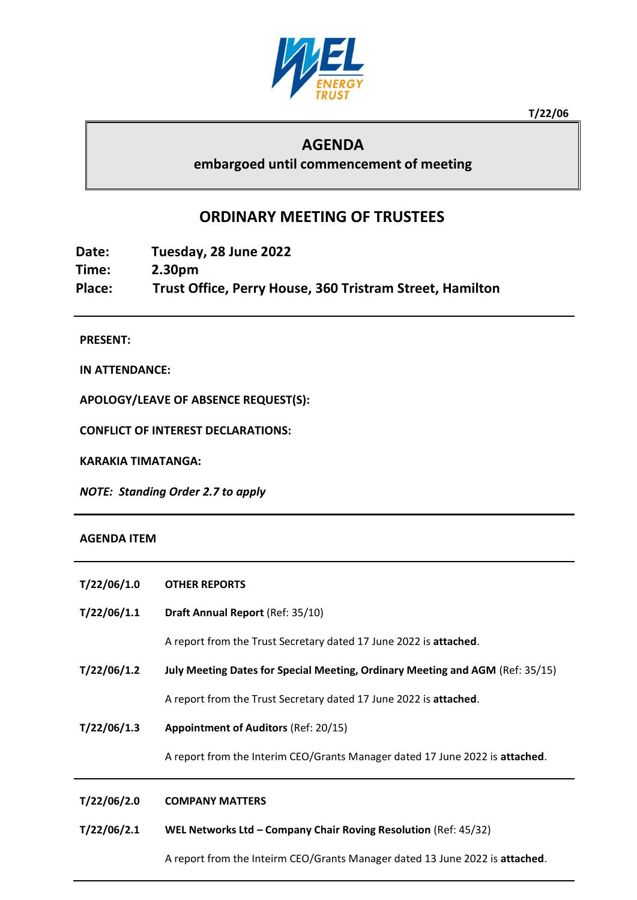T/22/06

# AGENDA

**embargoed until commencement of meeting**

## ORDINARY MEETING OF TRUSTEES

**Date:** Tuesday, 28 June 2022
**Time:** 2.30pm
**Place:** Trust Office, Perry House, 360 Tristram Street, Hamilton

---

**PRESENT:**

**IN ATTENDANCE:**

**APOLOGY/LEAVE OF ABSENCE REQUEST(S):**

**CONFLICT OF INTEREST DECLARATIONS:**

**KARAKIA TIMATANGA:**

***NOTE: Standing Order 2.7 to apply***

---

**AGENDA ITEM**

---

**T/22/06/1.0** **OTHER REPORTS**

**T/22/06/1.1** **Draft Annual Report** (Ref: 35/10)

A report from the Trust Secretary dated 17 June 2022 is **attached**.

**T/22/06/1.2** **July Meeting Dates for Special Meeting, Ordinary Meeting and AGM** (Ref: 35/15)

A report from the Trust Secretary dated 17 June 2022 is **attached**.

**T/22/06/1.3** **Appointment of Auditors** (Ref: 20/15)

A report from the Interim CEO/Grants Manager dated 17 June 2022 is **attached**.

---

**T/22/06/2.0** **COMPANY MATTERS**

**T/22/06/2.1** **WEL Networks Ltd – Company Chair Roving Resolution** (Ref: 45/32)

A report from the Inteirm CEO/Grants Manager dated 13 June 2022 is **attached**.

---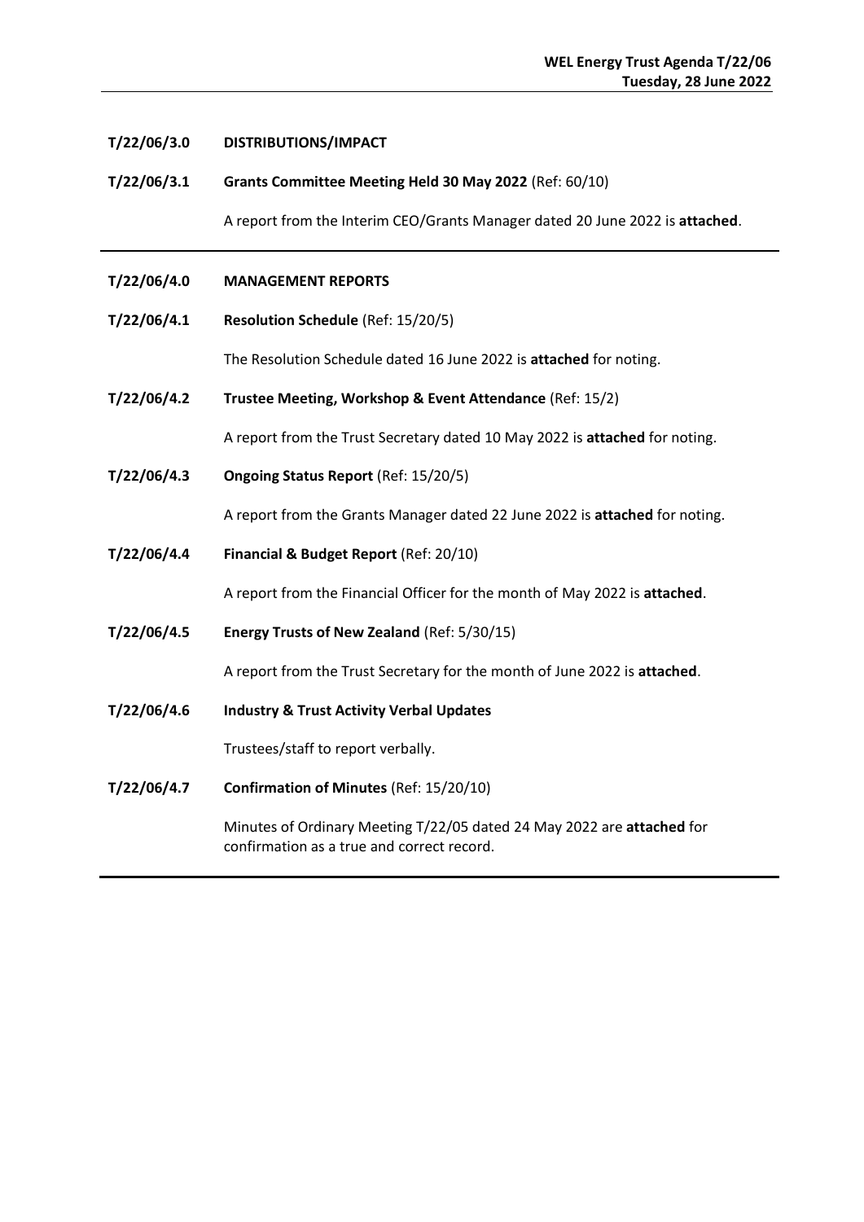**T/22/06/3.0 DISTRIBUTIONS/IMPACT**

**T/22/06/3.1 Grants Committee Meeting Held 30 May 2022** (Ref: 60/10)

A report from the Interim CEO/Grants Manager dated 20 June 2022 is **attached**.

---

**T/22/06/4.0 MANAGEMENT REPORTS**

**T/22/06/4.1 Resolution Schedule** (Ref: 15/20/5)

The Resolution Schedule dated 16 June 2022 is **attached** for noting.

**T/22/06/4.2 Trustee Meeting, Workshop & Event Attendance** (Ref: 15/2)

A report from the Trust Secretary dated 10 May 2022 is **attached** for noting.

**T/22/06/4.3 Ongoing Status Report** (Ref: 15/20/5)

A report from the Grants Manager dated 22 June 2022 is **attached** for noting.

**T/22/06/4.4 Financial & Budget Report** (Ref: 20/10)

A report from the Financial Officer for the month of May 2022 is **attached**.

**T/22/06/4.5 Energy Trusts of New Zealand** (Ref: 5/30/15)

A report from the Trust Secretary for the month of June 2022 is **attached**.

**T/22/06/4.6 Industry & Trust Activity Verbal Updates**

Trustees/staff to report verbally.

**T/22/06/4.7 Confirmation of Minutes** (Ref: 15/20/10)

Minutes of Ordinary Meeting T/22/05 dated 24 May 2022 are **attached** for confirmation as a true and correct record.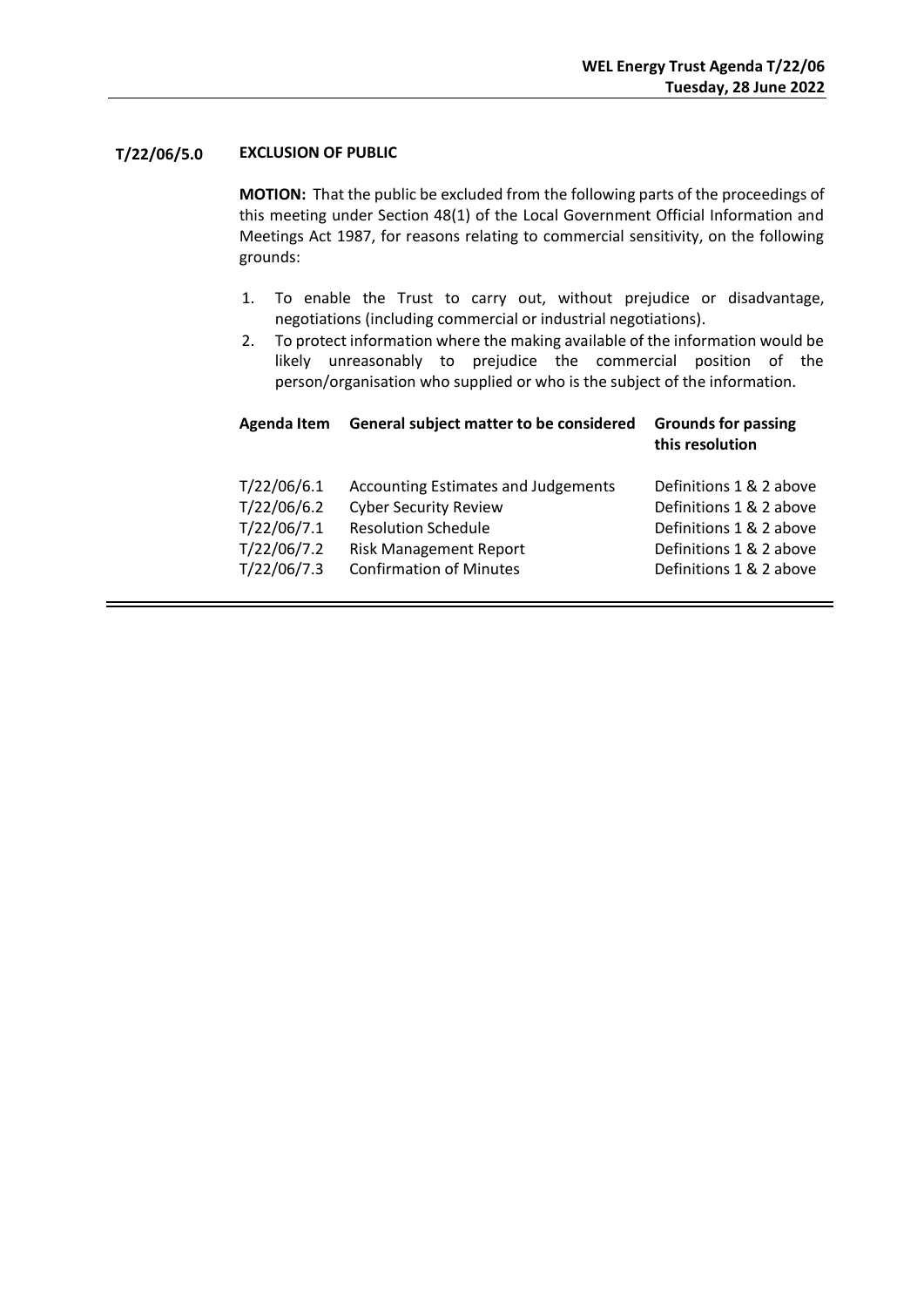## T/22/06/5.0 EXCLUSION OF PUBLIC

**MOTION:** That the public be excluded from the following parts of the proceedings of this meeting under Section 48(1) of the Local Government Official Information and Meetings Act 1987, for reasons relating to commercial sensitivity, on the following grounds:

1. To enable the Trust to carry out, without prejudice or disadvantage, negotiations (including commercial or industrial negotiations).
2. To protect information where the making available of the information would be likely unreasonably to prejudice the commercial position of the person/organisation who supplied or who is the subject of the information.

| Agenda Item | General subject matter to be considered | Grounds for passing this resolution |
|---|---|---|
| T/22/06/6.1 | Accounting Estimates and Judgements | Definitions 1 & 2 above |
| T/22/06/6.2 | Cyber Security Review | Definitions 1 & 2 above |
| T/22/06/7.1 | Resolution Schedule | Definitions 1 & 2 above |
| T/22/06/7.2 | Risk Management Report | Definitions 1 & 2 above |
| T/22/06/7.3 | Confirmation of Minutes | Definitions 1 & 2 above |